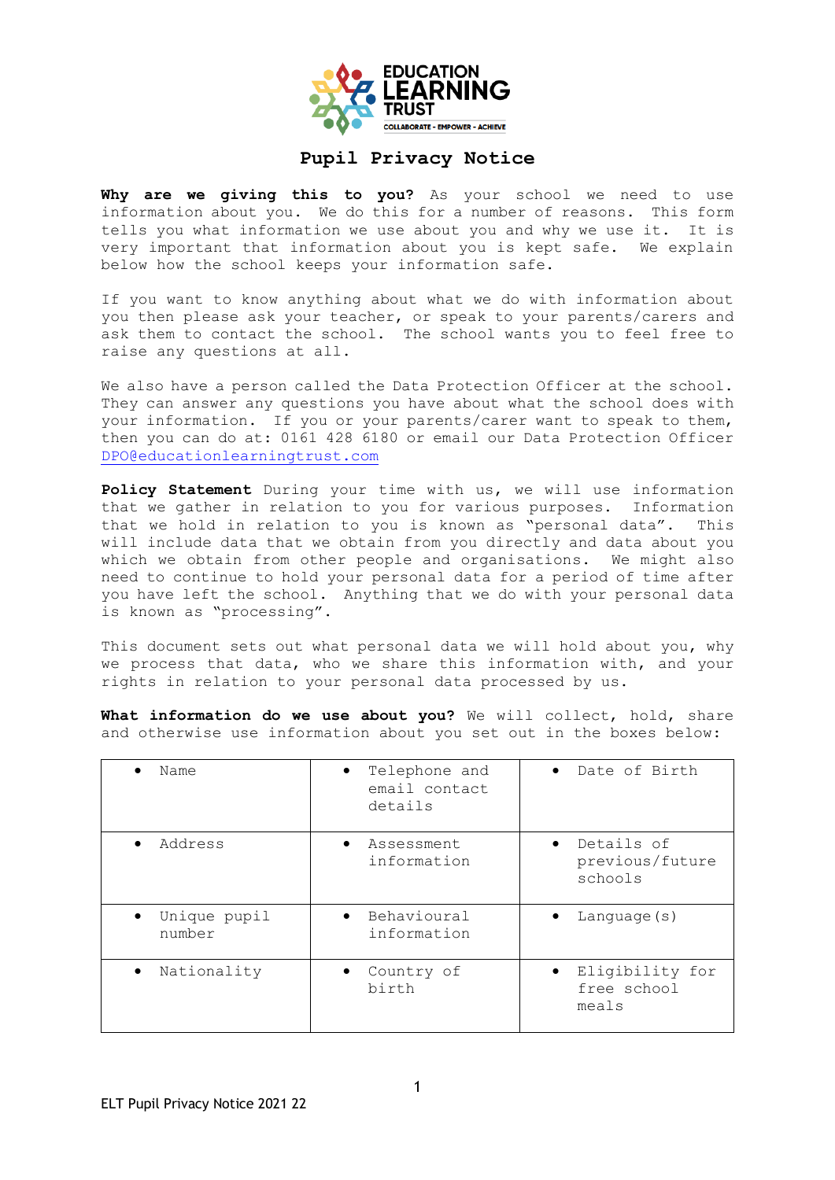EDUCATION LEARNING TRUST
COLLABORATE - EMPOWER - ACHIEVE

# Pupil Privacy Notice

**Why are we giving this to you?** As your school we need to use information about you. We do this for a number of reasons. This form tells you what information we use about you and why we use it. It is very important that information about you is kept safe. We explain below how the school keeps your information safe.

If you want to know anything about what we do with information about you then please ask your teacher, or speak to your parents/carers and ask them to contact the school. The school wants you to feel free to raise any questions at all.

We also have a person called the Data Protection Officer at the school. They can answer any questions you have about what the school does with your information. If you or your parents/carer want to speak to them, then you can do at: 0161 428 6180 or email our Data Protection Officer DPO@educationlearningtrust.com

**Policy Statement** During your time with us, we will use information that we gather in relation to you for various purposes. Information that we hold in relation to you is known as "personal data". This will include data that we obtain from you directly and data about you which we obtain from other people and organisations. We might also need to continue to hold your personal data for a period of time after you have left the school. Anything that we do with your personal data is known as "processing".

This document sets out what personal data we will hold about you, why we process that data, who we share this information with, and your rights in relation to your personal data processed by us.

**What information do we use about you?** We will collect, hold, share and otherwise use information about you set out in the boxes below:

| | | |
|---|---|---|
| • Name | • Telephone and email contact details | • Date of Birth |
| • Address | • Assessment information | • Details of previous/future schools |
| • Unique pupil number | • Behavioural information | • Language(s) |
| • Nationality | • Country of birth | • Eligibility for free school meals |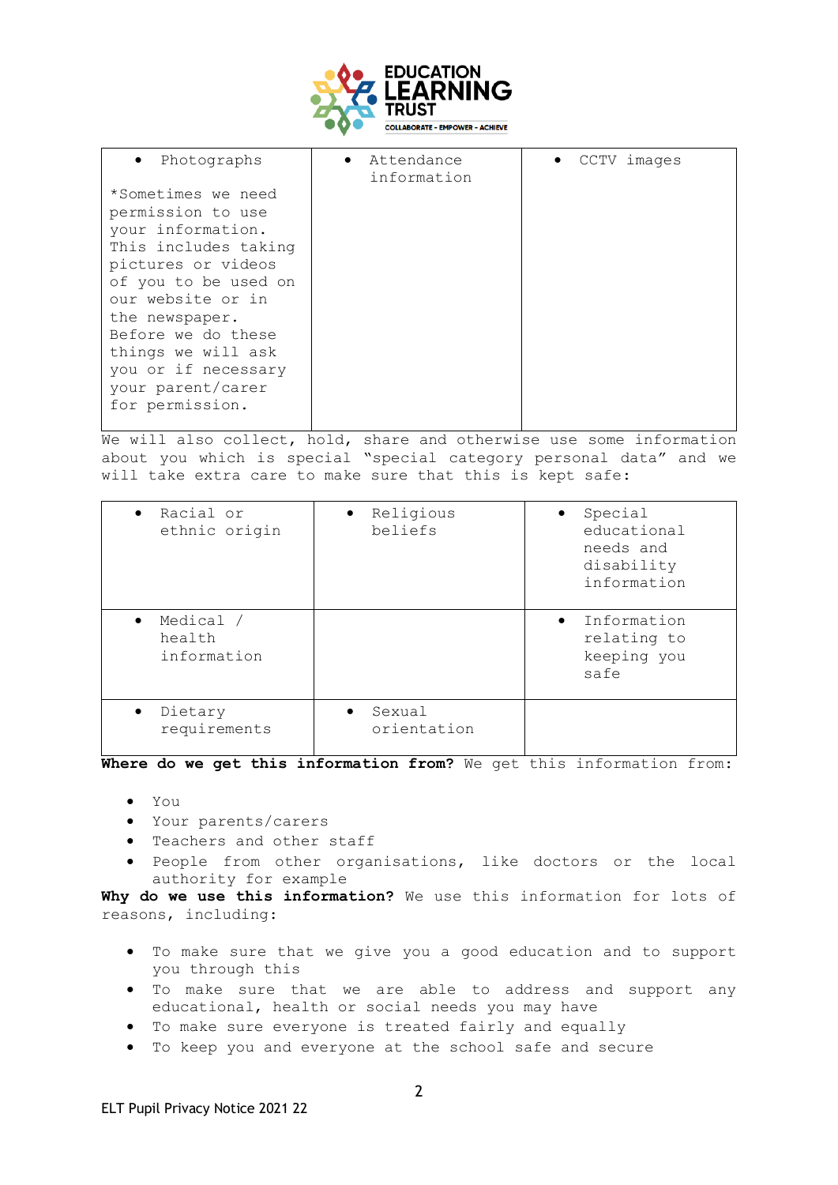| • Photographs<br><br>*Sometimes we need permission to use your information. This includes taking pictures or videos of you to be used on our website or in the newspaper. Before we do these things we will ask you or if necessary your parent/carer for permission. | • Attendance information | • CCTV images |
|---|---|---|

We will also collect, hold, share and otherwise use some information about you which is special "special category personal data" and we will take extra care to make sure that this is kept safe:

| • Racial or ethnic origin | • Religious beliefs | • Special educational needs and disability information |
|---|---|---|
| • Medical / health information | | • Information relating to keeping you safe |
| • Dietary requirements | • Sexual orientation | |

**Where do we get this information from?** We get this information from:

- You
- Your parents/carers
- Teachers and other staff
- People from other organisations, like doctors or the local authority for example

**Why do we use this information?** We use this information for lots of reasons, including:

- To make sure that we give you a good education and to support you through this
- To make sure that we are able to address and support any educational, health or social needs you may have
- To make sure everyone is treated fairly and equally
- To keep you and everyone at the school safe and secure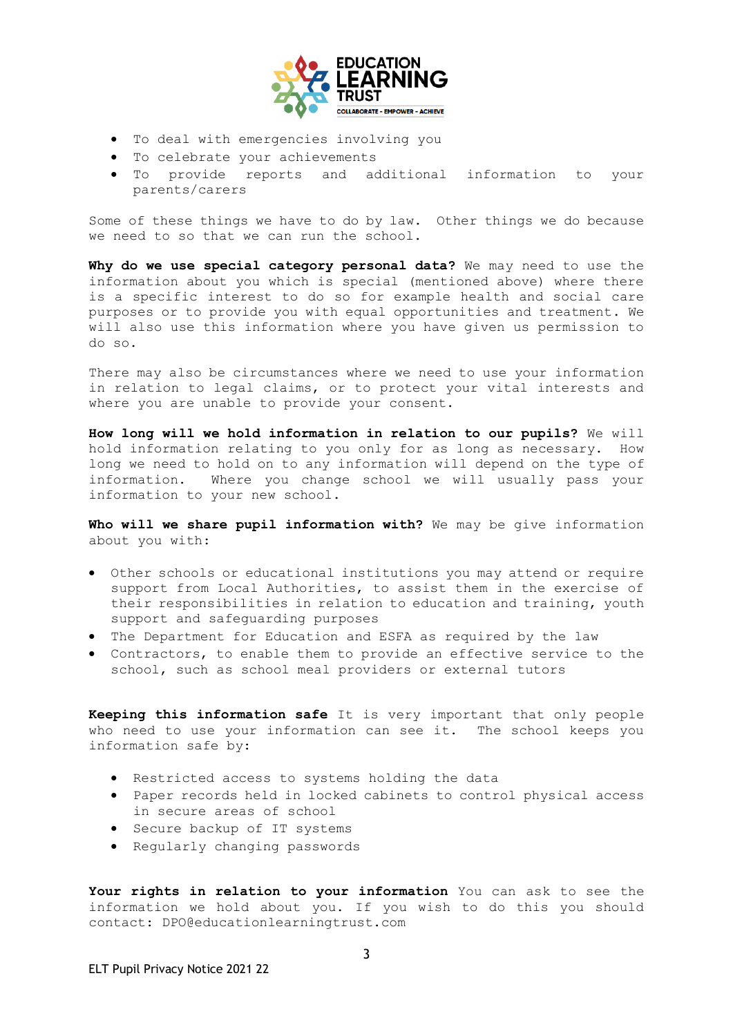- To deal with emergencies involving you
- To celebrate your achievements
- To provide reports and additional information to your parents/carers

Some of these things we have to do by law. Other things we do because we need to so that we can run the school.

**Why do we use special category personal data?** We may need to use the information about you which is special (mentioned above) where there is a specific interest to do so for example health and social care purposes or to provide you with equal opportunities and treatment. We will also use this information where you have given us permission to do so.

There may also be circumstances where we need to use your information in relation to legal claims, or to protect your vital interests and where you are unable to provide your consent.

**How long will we hold information in relation to our pupils?** We will hold information relating to you only for as long as necessary. How long we need to hold on to any information will depend on the type of information. Where you change school we will usually pass your information to your new school.

**Who will we share pupil information with?** We may be give information about you with:

- Other schools or educational institutions you may attend or require support from Local Authorities, to assist them in the exercise of their responsibilities in relation to education and training, youth support and safeguarding purposes
- The Department for Education and ESFA as required by the law
- Contractors, to enable them to provide an effective service to the school, such as school meal providers or external tutors

**Keeping this information safe** It is very important that only people who need to use your information can see it. The school keeps you information safe by:

- Restricted access to systems holding the data
- Paper records held in locked cabinets to control physical access in secure areas of school
- Secure backup of IT systems
- Regularly changing passwords

**Your rights in relation to your information** You can ask to see the information we hold about you. If you wish to do this you should contact: DPO@educationlearningtrust.com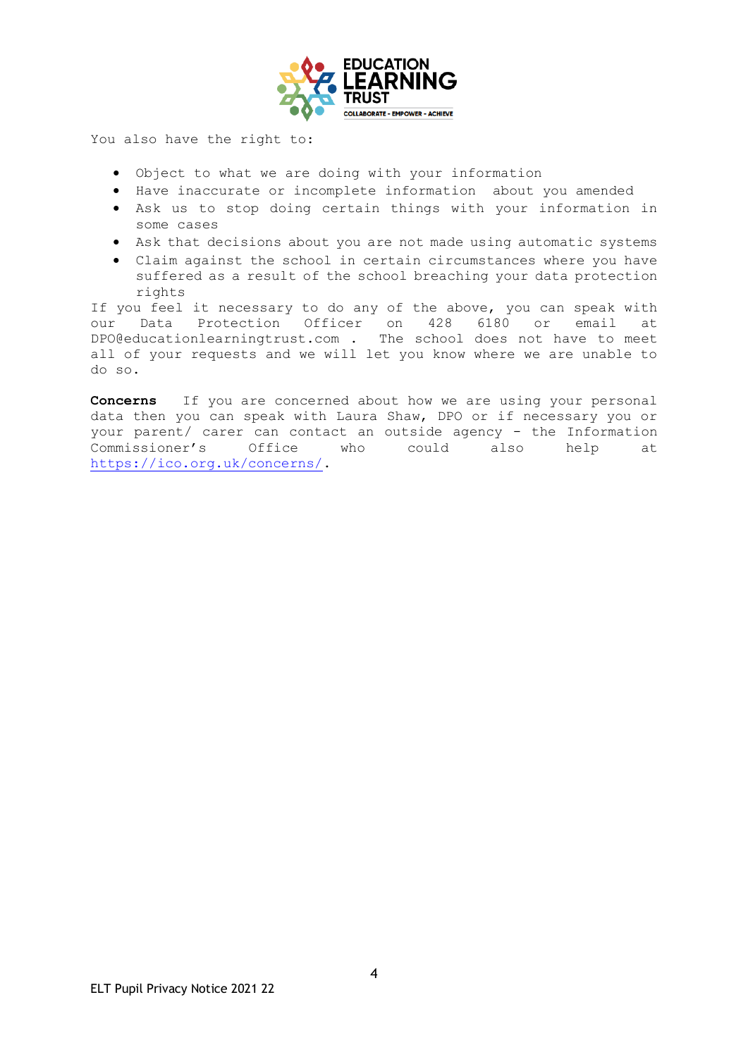You also have the right to:

- Object to what we are doing with your information
- Have inaccurate or incomplete information about you amended
- Ask us to stop doing certain things with your information in some cases
- Ask that decisions about you are not made using automatic systems
- Claim against the school in certain circumstances where you have suffered as a result of the school breaching your data protection rights

If you feel it necessary to do any of the above, you can speak with our Data Protection Officer on 428 6180 or email at DPO@educationlearningtrust.com . The school does not have to meet all of your requests and we will let you know where we are unable to do so.

**Concerns** If you are concerned about how we are using your personal data then you can speak with Laura Shaw, DPO or if necessary you or your parent/ carer can contact an outside agency - the Information Commissioner's Office who could also help at https://ico.org.uk/concerns/.